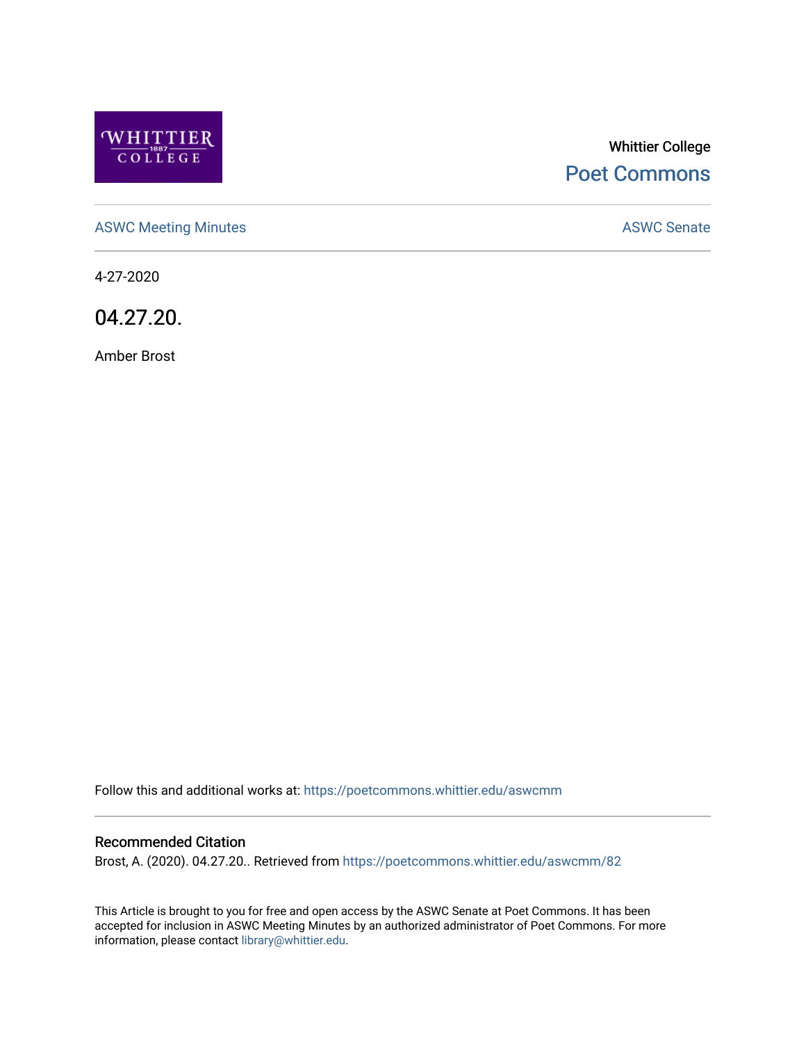Whittier College

Poet Commons

ASWC Meeting Minutes

ASWC Senate

4-27-2020

# 04.27.20.

Amber Brost

Follow this and additional works at: https://poetcommons.whittier.edu/aswcmm

## Recommended Citation

Brost, A. (2020). 04.27.20.. Retrieved from https://poetcommons.whittier.edu/aswcmm/82

This Article is brought to you for free and open access by the ASWC Senate at Poet Commons. It has been accepted for inclusion in ASWC Meeting Minutes by an authorized administrator of Poet Commons. For more information, please contact library@whittier.edu.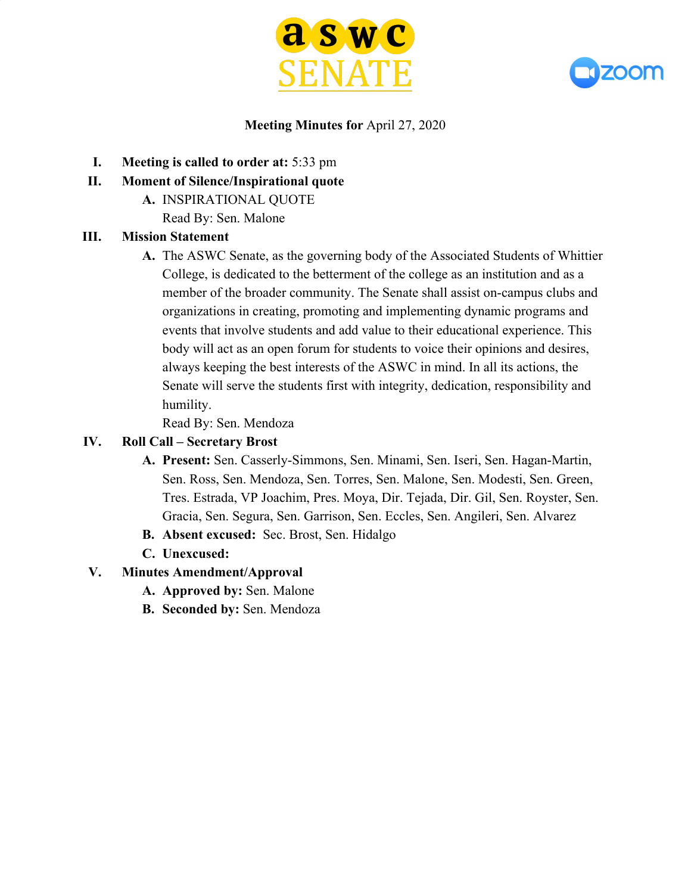**Meeting Minutes for** April 27, 2020

I. **Meeting is called to order at:** 5:33 pm

II. **Moment of Silence/Inspirational quote**

   A. INSPIRATIONAL QUOTE
      Read By: Sen. Malone

III. **Mission Statement**

   A. The ASWC Senate, as the governing body of the Associated Students of Whittier College, is dedicated to the betterment of the college as an institution and as a member of the broader community. The Senate shall assist on-campus clubs and organizations in creating, promoting and implementing dynamic programs and events that involve students and add value to their educational experience. This body will act as an open forum for students to voice their opinions and desires, always keeping the best interests of the ASWC in mind. In all its actions, the Senate will serve the students first with integrity, dedication, responsibility and humility.
      Read By: Sen. Mendoza

IV. **Roll Call – Secretary Brost**

   A. **Present:** Sen. Casserly-Simmons, Sen. Minami, Sen. Iseri, Sen. Hagan-Martin, Sen. Ross, Sen. Mendoza, Sen. Torres, Sen. Malone, Sen. Modesti, Sen. Green, Tres. Estrada, VP Joachim, Pres. Moya, Dir. Tejada, Dir. Gil, Sen. Royster, Sen. Gracia, Sen. Segura, Sen. Garrison, Sen. Eccles, Sen. Angileri, Sen. Alvarez

   B. **Absent excused:** Sec. Brost, Sen. Hidalgo

   C. **Unexcused:**

V. **Minutes Amendment/Approval**

   A. **Approved by:** Sen. Malone

   B. **Seconded by:** Sen. Mendoza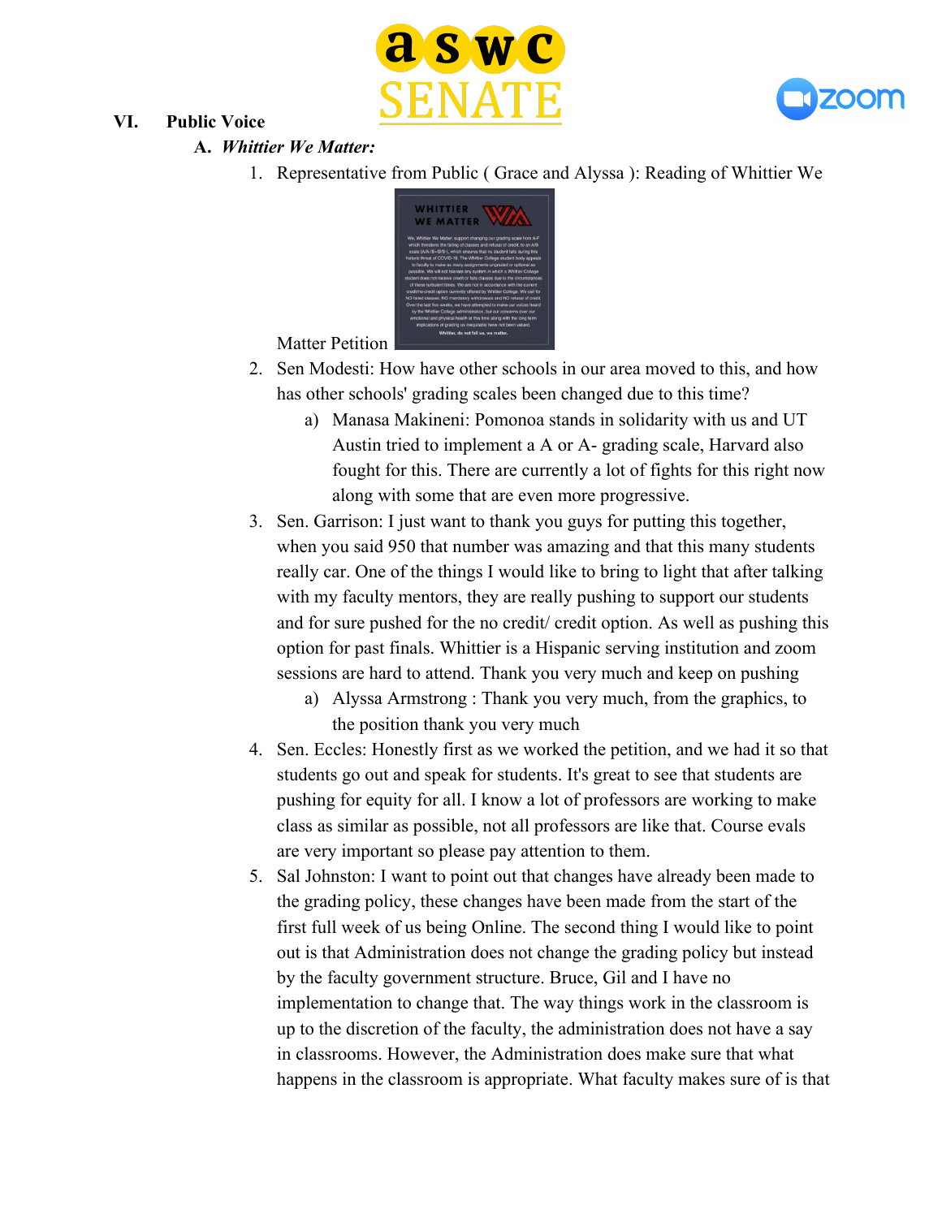## VI. Public Voice

### A. *Whittier We Matter:*

1. Representative from Public ( Grace and Alyssa ): Reading of Whittier We Matter Petition
2. Sen Modesti: How have other schools in our area moved to this, and how has other schools' grading scales been changed due to this time?
   a) Manasa Makineni: Pomonoa stands in solidarity with us and UT Austin tried to implement a A or A- grading scale, Harvard also fought for this. There are currently a lot of fights for this right now along with some that are even more progressive.
3. Sen. Garrison: I just want to thank you guys for putting this together, when you said 950 that number was amazing and that this many students really car. One of the things I would like to bring to light that after talking with my faculty mentors, they are really pushing to support our students and for sure pushed for the no credit/ credit option. As well as pushing this option for past finals. Whittier is a Hispanic serving institution and zoom sessions are hard to attend. Thank you very much and keep on pushing
   a) Alyssa Armstrong : Thank you very much, from the graphics, to the position thank you very much
4. Sen. Eccles: Honestly first as we worked the petition, and we had it so that students go out and speak for students. It's great to see that students are pushing for equity for all. I know a lot of professors are working to make class as similar as possible, not all professors are like that. Course evals are very important so please pay attention to them.
5. Sal Johnston: I want to point out that changes have already been made to the grading policy, these changes have been made from the start of the first full week of us being Online. The second thing I would like to point out is that Administration does not change the grading policy but instead by the faculty government structure. Bruce, Gil and I have no implementation to change that. The way things work in the classroom is up to the discretion of the faculty, the administration does not have a say in classrooms. However, the Administration does make sure that what happens in the classroom is appropriate. What faculty makes sure of is that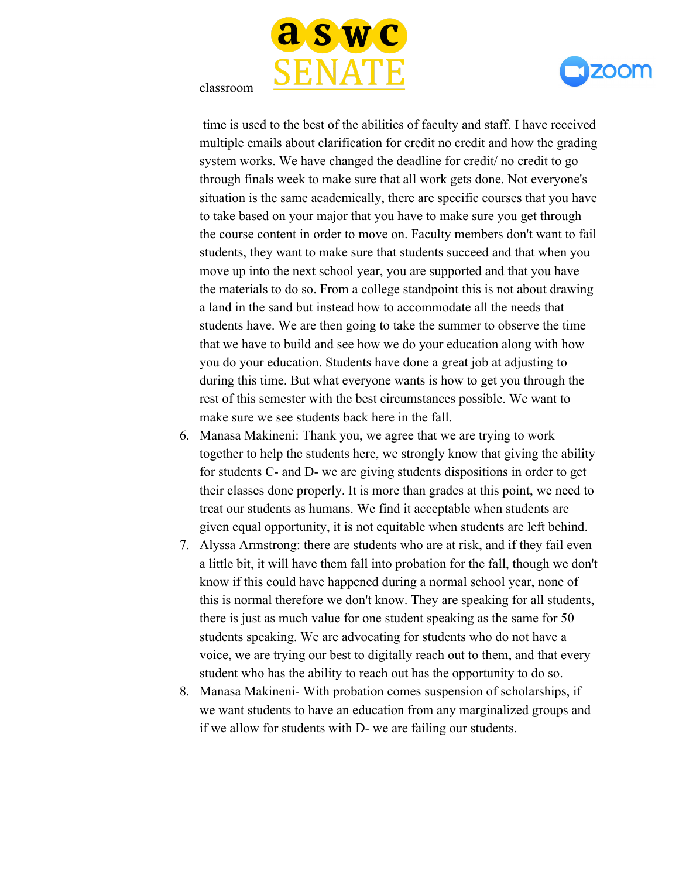classroom

time is used to the best of the abilities of faculty and staff. I have received multiple emails about clarification for credit no credit and how the grading system works. We have changed the deadline for credit/ no credit to go through finals week to make sure that all work gets done. Not everyone's situation is the same academically, there are specific courses that you have to take based on your major that you have to make sure you get through the course content in order to move on. Faculty members don't want to fail students, they want to make sure that students succeed and that when you move up into the next school year, you are supported and that you have the materials to do so. From a college standpoint this is not about drawing a land in the sand but instead how to accommodate all the needs that students have. We are then going to take the summer to observe the time that we have to build and see how we do your education along with how you do your education. Students have done a great job at adjusting to during this time. But what everyone wants is how to get you through the rest of this semester with the best circumstances possible. We want to make sure we see students back here in the fall.

6. Manasa Makineni: Thank you, we agree that we are trying to work together to help the students here, we strongly know that giving the ability for students C- and D- we are giving students dispositions in order to get their classes done properly. It is more than grades at this point, we need to treat our students as humans. We find it acceptable when students are given equal opportunity, it is not equitable when students are left behind.
7. Alyssa Armstrong: there are students who are at risk, and if they fail even a little bit, it will have them fall into probation for the fall, though we don't know if this could have happened during a normal school year, none of this is normal therefore we don't know. They are speaking for all students, there is just as much value for one student speaking as the same for 50 students speaking. We are advocating for students who do not have a voice, we are trying our best to digitally reach out to them, and that every student who has the ability to reach out has the opportunity to do so.
8. Manasa Makineni- With probation comes suspension of scholarships, if we want students to have an education from any marginalized groups and if we allow for students with D- we are failing our students.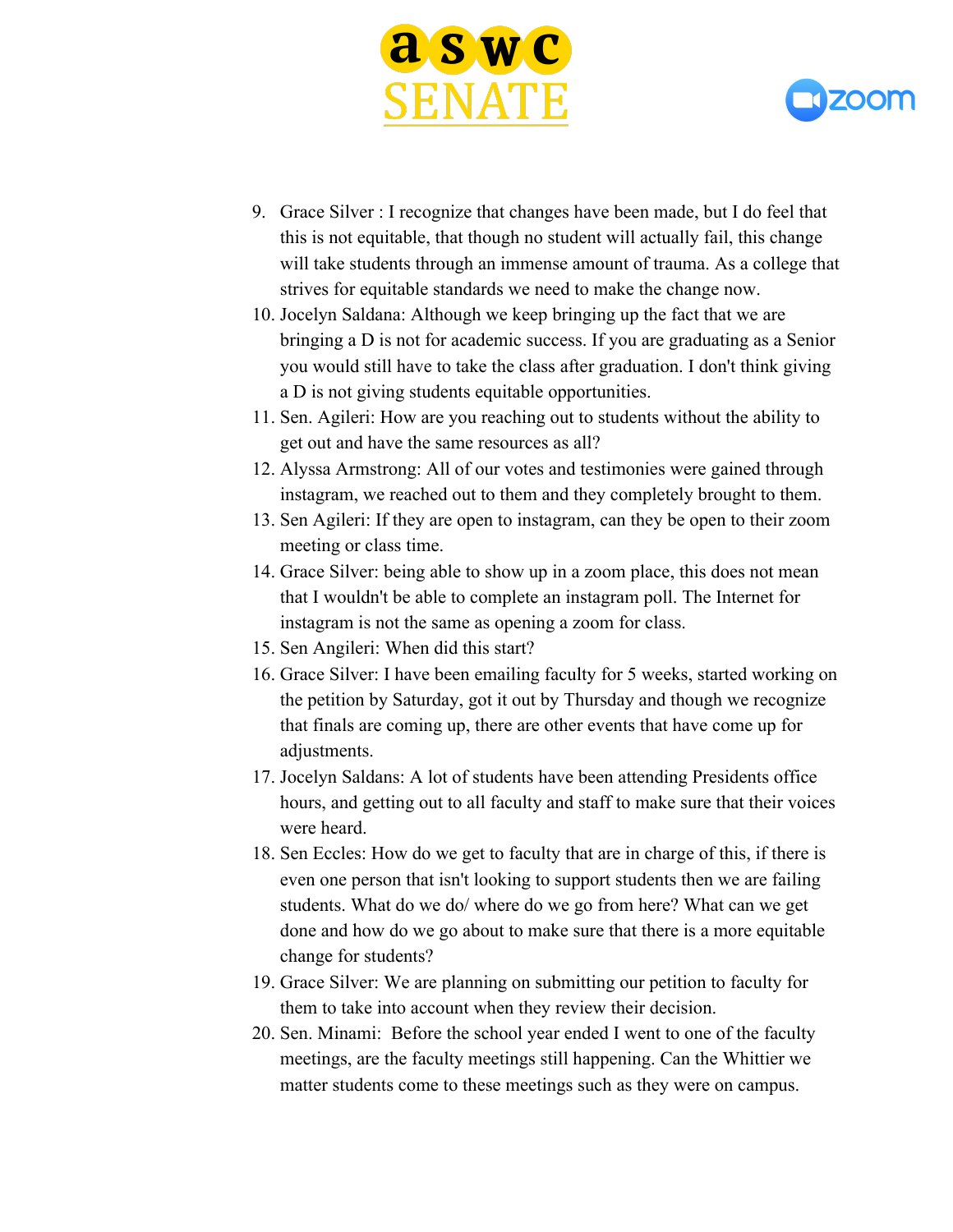9. Grace Silver : I recognize that changes have been made, but I do feel that this is not equitable, that though no student will actually fail, this change will take students through an immense amount of trauma. As a college that strives for equitable standards we need to make the change now.
10. Jocelyn Saldana: Although we keep bringing up the fact that we are bringing a D is not for academic success. If you are graduating as a Senior you would still have to take the class after graduation. I don't think giving a D is not giving students equitable opportunities.
11. Sen. Agileri: How are you reaching out to students without the ability to get out and have the same resources as all?
12. Alyssa Armstrong: All of our votes and testimonies were gained through instagram, we reached out to them and they completely brought to them.
13. Sen Agileri: If they are open to instagram, can they be open to their zoom meeting or class time.
14. Grace Silver: being able to show up in a zoom place, this does not mean that I wouldn't be able to complete an instagram poll. The Internet for instagram is not the same as opening a zoom for class.
15. Sen Angileri: When did this start?
16. Grace Silver: I have been emailing faculty for 5 weeks, started working on the petition by Saturday, got it out by Thursday and though we recognize that finals are coming up, there are other events that have come up for adjustments.
17. Jocelyn Saldans: A lot of students have been attending Presidents office hours, and getting out to all faculty and staff to make sure that their voices were heard.
18. Sen Eccles: How do we get to faculty that are in charge of this, if there is even one person that isn't looking to support students then we are failing students. What do we do/ where do we go from here? What can we get done and how do we go about to make sure that there is a more equitable change for students?
19. Grace Silver: We are planning on submitting our petition to faculty for them to take into account when they review their decision.
20. Sen. Minami: Before the school year ended I went to one of the faculty meetings, are the faculty meetings still happening. Can the Whittier we matter students come to these meetings such as they were on campus.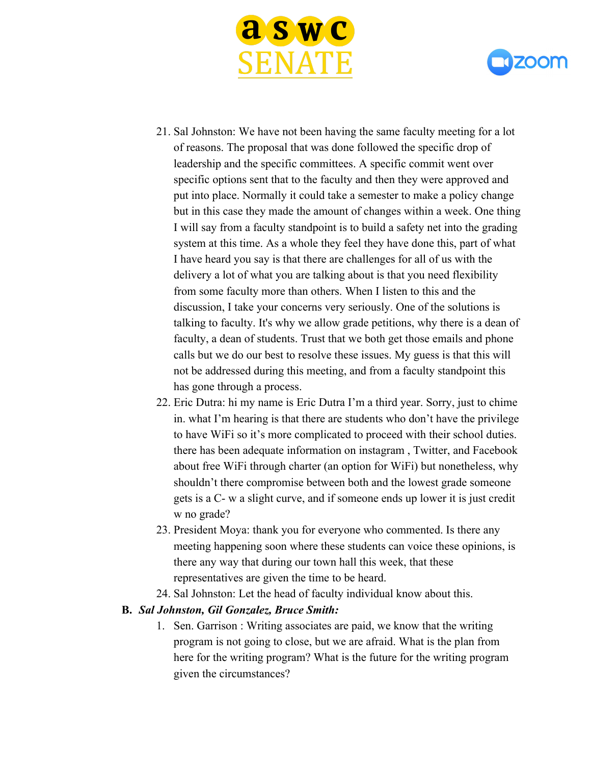21. Sal Johnston: We have not been having the same faculty meeting for a lot of reasons. The proposal that was done followed the specific drop of leadership and the specific committees. A specific commit went over specific options sent that to the faculty and then they were approved and put into place. Normally it could take a semester to make a policy change but in this case they made the amount of changes within a week. One thing I will say from a faculty standpoint is to build a safety net into the grading system at this time. As a whole they feel they have done this, part of what I have heard you say is that there are challenges for all of us with the delivery a lot of what you are talking about is that you need flexibility from some faculty more than others. When I listen to this and the discussion, I take your concerns very seriously. One of the solutions is talking to faculty. It's why we allow grade petitions, why there is a dean of faculty, a dean of students. Trust that we both get those emails and phone calls but we do our best to resolve these issues. My guess is that this will not be addressed during this meeting, and from a faculty standpoint this has gone through a process.
22. Eric Dutra: hi my name is Eric Dutra I'm a third year. Sorry, just to chime in. what I'm hearing is that there are students who don't have the privilege to have WiFi so it's more complicated to proceed with their school duties. there has been adequate information on instagram , Twitter, and Facebook about free WiFi through charter (an option for WiFi) but nonetheless, why shouldn't there compromise between both and the lowest grade someone gets is a C- w a slight curve, and if someone ends up lower it is just credit w no grade?
23. President Moya: thank you for everyone who commented. Is there any meeting happening soon where these students can voice these opinions, is there any way that during our town hall this week, that these representatives are given the time to be heard.
24. Sal Johnston: Let the head of faculty individual know about this.

**B.** ***Sal Johnston, Gil Gonzalez, Bruce Smith:***

1. Sen. Garrison : Writing associates are paid, we know that the writing program is not going to close, but we are afraid. What is the plan from here for the writing program? What is the future for the writing program given the circumstances?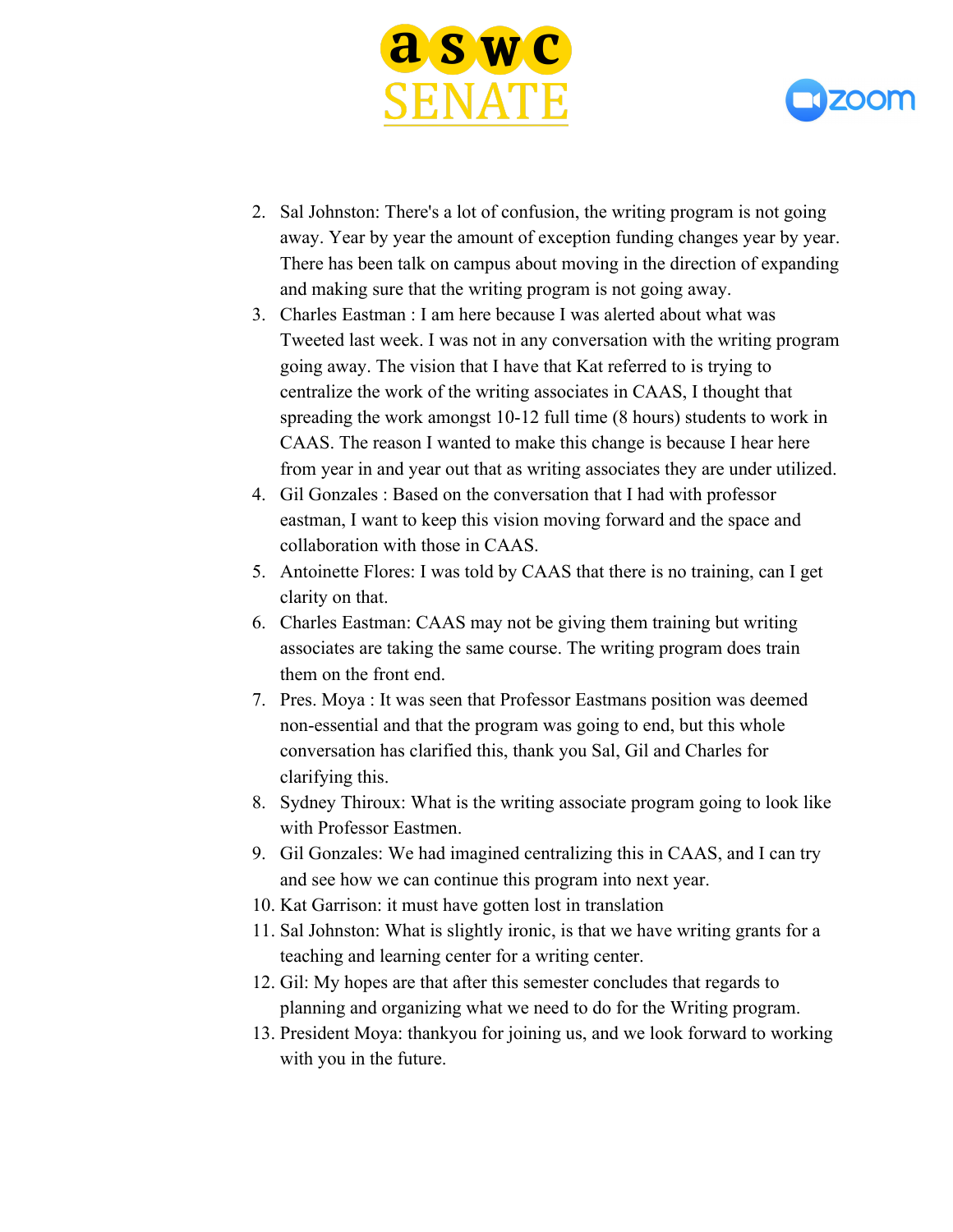2. Sal Johnston: There's a lot of confusion, the writing program is not going away. Year by year the amount of exception funding changes year by year. There has been talk on campus about moving in the direction of expanding and making sure that the writing program is not going away.
3. Charles Eastman : I am here because I was alerted about what was Tweeted last week. I was not in any conversation with the writing program going away. The vision that I have that Kat referred to is trying to centralize the work of the writing associates in CAAS, I thought that spreading the work amongst 10-12 full time (8 hours) students to work in CAAS. The reason I wanted to make this change is because I hear here from year in and year out that as writing associates they are under utilized.
4. Gil Gonzales : Based on the conversation that I had with professor eastman, I want to keep this vision moving forward and the space and collaboration with those in CAAS.
5. Antoinette Flores: I was told by CAAS that there is no training, can I get clarity on that.
6. Charles Eastman: CAAS may not be giving them training but writing associates are taking the same course. The writing program does train them on the front end.
7. Pres. Moya : It was seen that Professor Eastmans position was deemed non-essential and that the program was going to end, but this whole conversation has clarified this, thank you Sal, Gil and Charles for clarifying this.
8. Sydney Thiroux: What is the writing associate program going to look like with Professor Eastmen.
9. Gil Gonzales: We had imagined centralizing this in CAAS, and I can try and see how we can continue this program into next year.
10. Kat Garrison: it must have gotten lost in translation
11. Sal Johnston: What is slightly ironic, is that we have writing grants for a teaching and learning center for a writing center.
12. Gil: My hopes are that after this semester concludes that regards to planning and organizing what we need to do for the Writing program.
13. President Moya: thankyou for joining us, and we look forward to working with you in the future.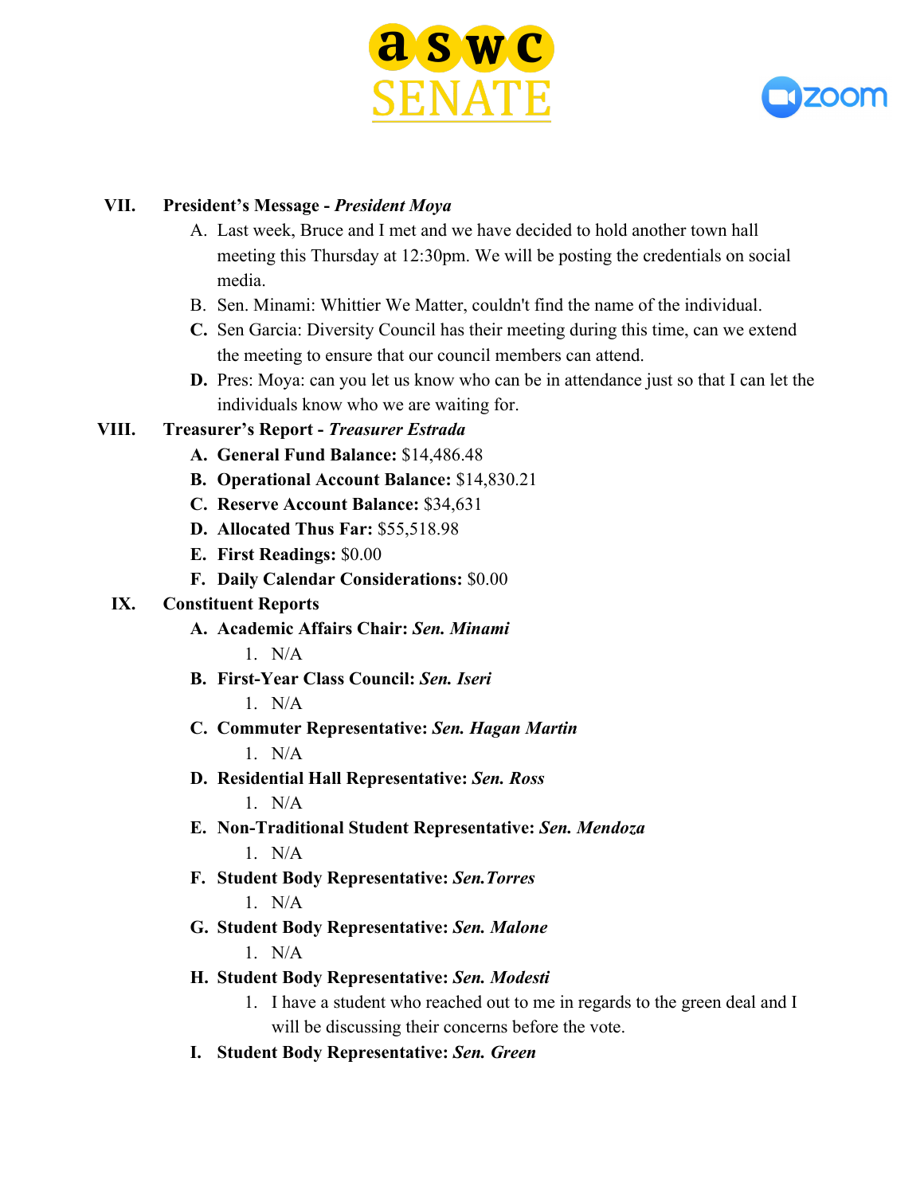VII. **President's Message - *President Moya***

A. Last week, Bruce and I met and we have decided to hold another town hall meeting this Thursday at 12:30pm. We will be posting the credentials on social media.

B. Sen. Minami: Whittier We Matter, couldn't find the name of the individual.

**C.** Sen Garcia: Diversity Council has their meeting during this time, can we extend the meeting to ensure that our council members can attend.

**D.** Pres: Moya: can you let us know who can be in attendance just so that I can let the individuals know who we are waiting for.

VIII. **Treasurer's Report - *Treasurer Estrada***

**A. General Fund Balance:** $14,486.48

**B. Operational Account Balance:** $14,830.21

**C. Reserve Account Balance:** $34,631

**D. Allocated Thus Far:** $55,518.98

**E. First Readings:** $0.00

**F. Daily Calendar Considerations:** $0.00

IX. **Constituent Reports**

**A. Academic Affairs Chair: *Sen. Minami***

1. N/A

**B. First-Year Class Council: *Sen. Iseri***

1. N/A

**C. Commuter Representative: *Sen. Hagan Martin***

1. N/A

**D. Residential Hall Representative: *Sen. Ross***

1. N/A

**E. Non-Traditional Student Representative: *Sen. Mendoza***

1. N/A

**F. Student Body Representative: *Sen.Torres***

1. N/A

**G. Student Body Representative: *Sen. Malone***

1. N/A

**H. Student Body Representative: *Sen. Modesti***

1. I have a student who reached out to me in regards to the green deal and I will be discussing their concerns before the vote.

**I. Student Body Representative: *Sen. Green***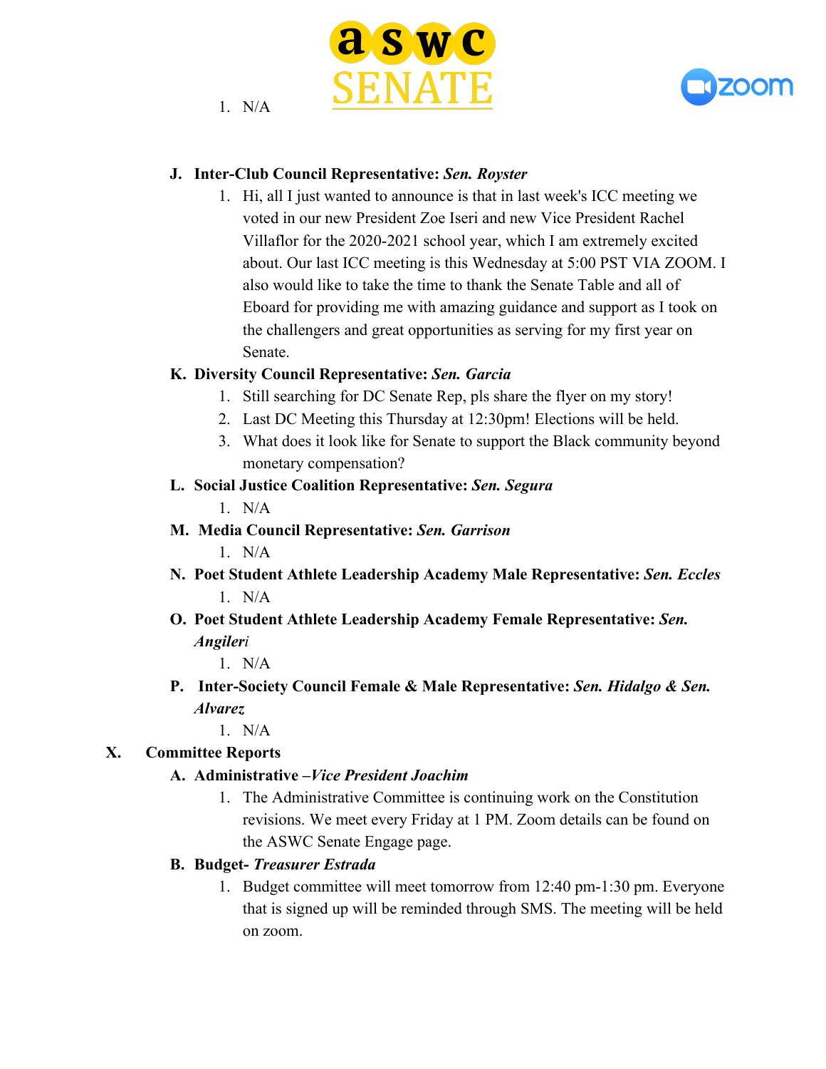1. N/A

**J. Inter-Club Council Representative:** ***Sen. Royster***

1. Hi, all I just wanted to announce is that in last week's ICC meeting we voted in our new President Zoe Iseri and new Vice President Rachel Villaflor for the 2020-2021 school year, which I am extremely excited about. Our last ICC meeting is this Wednesday at 5:00 PST VIA ZOOM. I also would like to take the time to thank the Senate Table and all of Eboard for providing me with amazing guidance and support as I took on the challengers and great opportunities as serving for my first year on Senate.

**K. Diversity Council Representative:** ***Sen. Garcia***

1. Still searching for DC Senate Rep, pls share the flyer on my story!
2. Last DC Meeting this Thursday at 12:30pm! Elections will be held.
3. What does it look like for Senate to support the Black community beyond monetary compensation?

**L. Social Justice Coalition Representative:** ***Sen. Segura***

1. N/A

**M. Media Council Representative:** ***Sen. Garrison***

1. N/A

**N. Poet Student Athlete Leadership Academy Male Representative:** ***Sen. Eccles***

1. N/A

**O. Poet Student Athlete Leadership Academy Female Representative:** ***Sen. Angileri***

1. N/A

**P. Inter-Society Council Female & Male Representative:** ***Sen. Hidalgo & Sen. Alvarez***

1. N/A

## X. Committee Reports

**A. Administrative –*Vice President Joachim***

1. The Administrative Committee is continuing work on the Constitution revisions. We meet every Friday at 1 PM. Zoom details can be found on the ASWC Senate Engage page.

**B. Budget- *Treasurer Estrada***

1. Budget committee will meet tomorrow from 12:40 pm-1:30 pm. Everyone that is signed up will be reminded through SMS. The meeting will be held on zoom.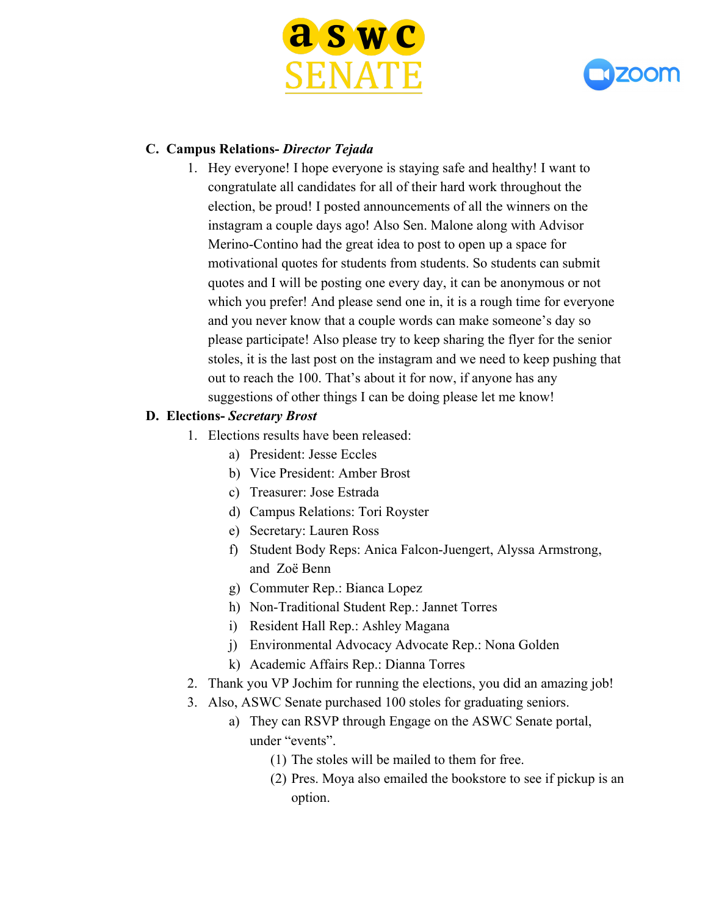**C. Campus Relations- *Director Tejada***

1. Hey everyone! I hope everyone is staying safe and healthy! I want to congratulate all candidates for all of their hard work throughout the election, be proud! I posted announcements of all the winners on the instagram a couple days ago! Also Sen. Malone along with Advisor Merino-Contino had the great idea to post to open up a space for motivational quotes for students from students. So students can submit quotes and I will be posting one every day, it can be anonymous or not which you prefer! And please send one in, it is a rough time for everyone and you never know that a couple words can make someone's day so please participate! Also please try to keep sharing the flyer for the senior stoles, it is the last post on the instagram and we need to keep pushing that out to reach the 100. That's about it for now, if anyone has any suggestions of other things I can be doing please let me know!

**D. Elections- *Secretary Brost***

1. Elections results have been released:
   a) President: Jesse Eccles
   b) Vice President: Amber Brost
   c) Treasurer: Jose Estrada
   d) Campus Relations: Tori Royster
   e) Secretary: Lauren Ross
   f) Student Body Reps: Anica Falcon-Juengert, Alyssa Armstrong, and Zoë Benn
   g) Commuter Rep.: Bianca Lopez
   h) Non-Traditional Student Rep.: Jannet Torres
   i) Resident Hall Rep.: Ashley Magana
   j) Environmental Advocacy Advocate Rep.: Nona Golden
   k) Academic Affairs Rep.: Dianna Torres
2. Thank you VP Jochim for running the elections, you did an amazing job!
3. Also, ASWC Senate purchased 100 stoles for graduating seniors.
   a) They can RSVP through Engage on the ASWC Senate portal, under "events".
      (1) The stoles will be mailed to them for free.
      (2) Pres. Moya also emailed the bookstore to see if pickup is an option.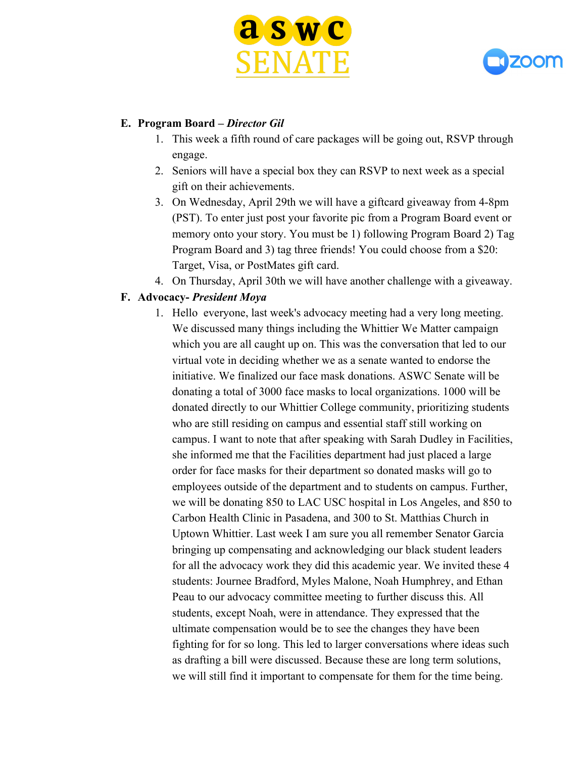E. **Program Board – *Director Gil***

1. This week a fifth round of care packages will be going out, RSVP through engage.
2. Seniors will have a special box they can RSVP to next week as a special gift on their achievements.
3. On Wednesday, April 29th we will have a giftcard giveaway from 4-8pm (PST). To enter just post your favorite pic from a Program Board event or memory onto your story. You must be 1) following Program Board 2) Tag Program Board and 3) tag three friends! You could choose from a $20: Target, Visa, or PostMates gift card.
4. On Thursday, April 30th we will have another challenge with a giveaway.

F. **Advocacy- *President Moya***

1. Hello everyone, last week's advocacy meeting had a very long meeting. We discussed many things including the Whittier We Matter campaign which you are all caught up on. This was the conversation that led to our virtual vote in deciding whether we as a senate wanted to endorse the initiative. We finalized our face mask donations. ASWC Senate will be donating a total of 3000 face masks to local organizations. 1000 will be donated directly to our Whittier College community, prioritizing students who are still residing on campus and essential staff still working on campus. I want to note that after speaking with Sarah Dudley in Facilities, she informed me that the Facilities department had just placed a large order for face masks for their department so donated masks will go to employees outside of the department and to students on campus. Further, we will be donating 850 to LAC USC hospital in Los Angeles, and 850 to Carbon Health Clinic in Pasadena, and 300 to St. Matthias Church in Uptown Whittier. Last week I am sure you all remember Senator Garcia bringing up compensating and acknowledging our black student leaders for all the advocacy work they did this academic year. We invited these 4 students: Journee Bradford, Myles Malone, Noah Humphrey, and Ethan Peau to our advocacy committee meeting to further discuss this. All students, except Noah, were in attendance. They expressed that the ultimate compensation would be to see the changes they have been fighting for for so long. This led to larger conversations where ideas such as drafting a bill were discussed. Because these are long term solutions, we will still find it important to compensate for them for the time being.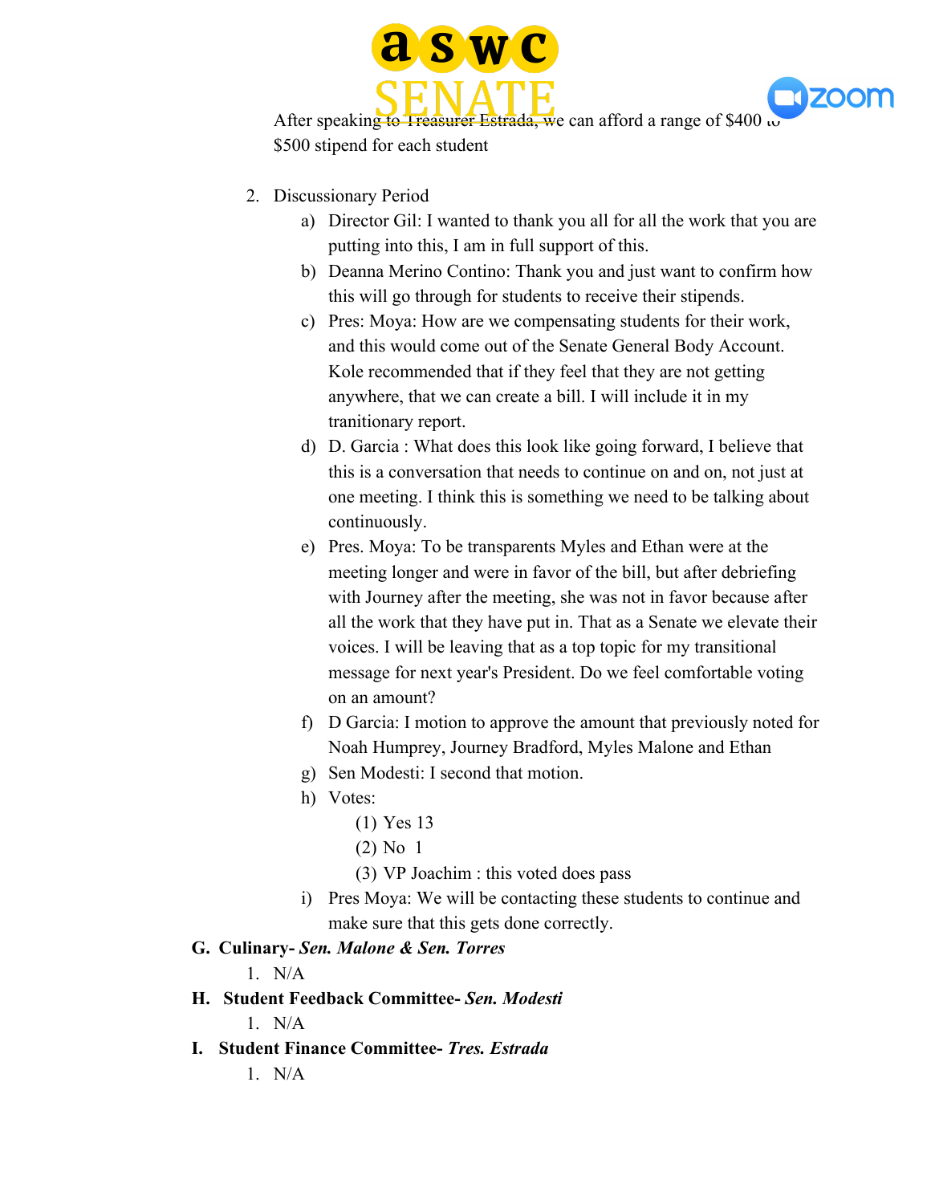After speaking to Treasurer Estrada, we can afford a range of $400 to $500 stipend for each student

2. Discussionary Period
   a) Director Gil: I wanted to thank you all for all the work that you are putting into this, I am in full support of this.
   b) Deanna Merino Contino: Thank you and just want to confirm how this will go through for students to receive their stipends.
   c) Pres: Moya: How are we compensating students for their work, and this would come out of the Senate General Body Account. Kole recommended that if they feel that they are not getting anywhere, that we can create a bill. I will include it in my tranitionary report.
   d) D. Garcia : What does this look like going forward, I believe that this is a conversation that needs to continue on and on, not just at one meeting. I think this is something we need to be talking about continuously.
   e) Pres. Moya: To be transparents Myles and Ethan were at the meeting longer and were in favor of the bill, but after debriefing with Journey after the meeting, she was not in favor because after all the work that they have put in. That as a Senate we elevate their voices. I will be leaving that as a top topic for my transitional message for next year's President. Do we feel comfortable voting on an amount?
   f) D Garcia: I motion to approve the amount that previously noted for Noah Humprey, Journey Bradford, Myles Malone and Ethan
   g) Sen Modesti: I second that motion.
   h) Votes:
      (1) Yes 13
      (2) No 1
      (3) VP Joachim : this voted does pass
   i) Pres Moya: We will be contacting these students to continue and make sure that this gets done correctly.

**G. Culinary-** ***Sen. Malone & Sen. Torres***

1. N/A

**H. Student Feedback Committee-** ***Sen. Modesti***

1. N/A

**I. Student Finance Committee-** ***Tres. Estrada***

1. N/A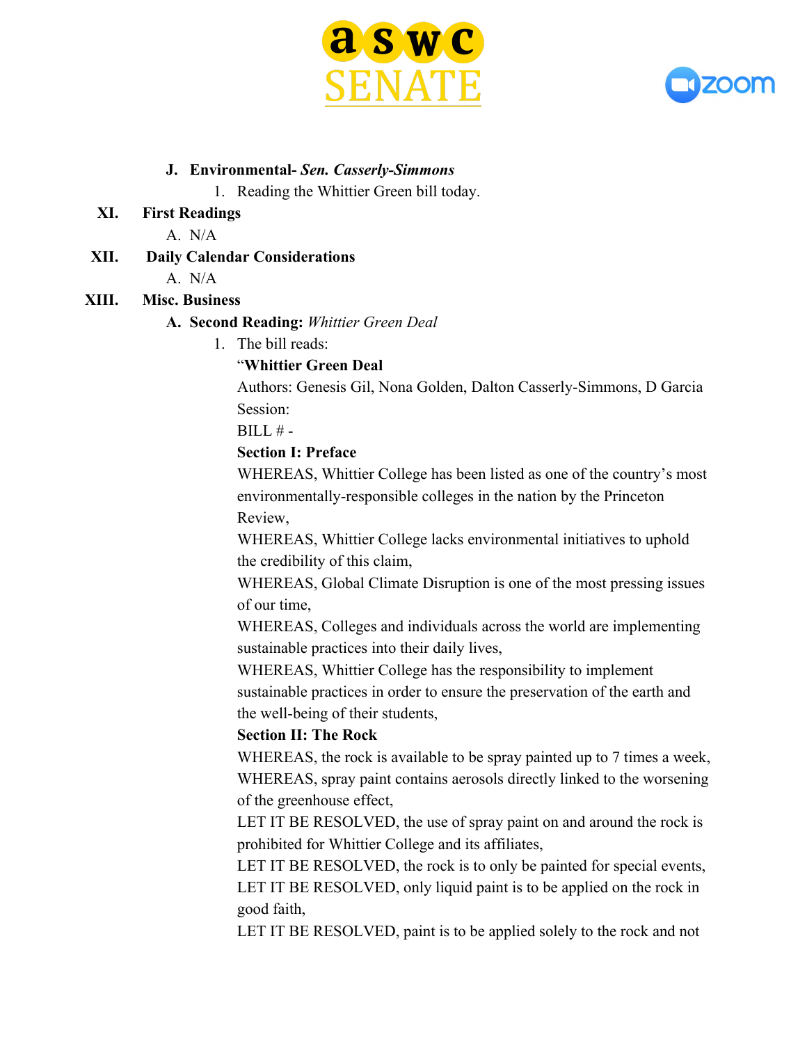J. **Environmental-** ***Sen. Casserly-Simmons***
   1. Reading the Whittier Green bill today.

XI. **First Readings**
   A. N/A

XII. **Daily Calendar Considerations**
   A. N/A

XIII. **Misc. Business**
   A. **Second Reading:** *Whittier Green Deal*
      1. The bill reads:

"**Whittier Green Deal**

Authors: Genesis Gil, Nona Golden, Dalton Casserly-Simmons, D Garcia

Session:

BILL # -

**Section I: Preface**

WHEREAS, Whittier College has been listed as one of the country's most environmentally-responsible colleges in the nation by the Princeton Review,

WHEREAS, Whittier College lacks environmental initiatives to uphold the credibility of this claim,

WHEREAS, Global Climate Disruption is one of the most pressing issues of our time,

WHEREAS, Colleges and individuals across the world are implementing sustainable practices into their daily lives,

WHEREAS, Whittier College has the responsibility to implement sustainable practices in order to ensure the preservation of the earth and the well-being of their students,

**Section II: The Rock**

WHEREAS, the rock is available to be spray painted up to 7 times a week,

WHEREAS, spray paint contains aerosols directly linked to the worsening of the greenhouse effect,

LET IT BE RESOLVED, the use of spray paint on and around the rock is prohibited for Whittier College and its affiliates,

LET IT BE RESOLVED, the rock is to only be painted for special events,

LET IT BE RESOLVED, only liquid paint is to be applied on the rock in good faith,

LET IT BE RESOLVED, paint is to be applied solely to the rock and not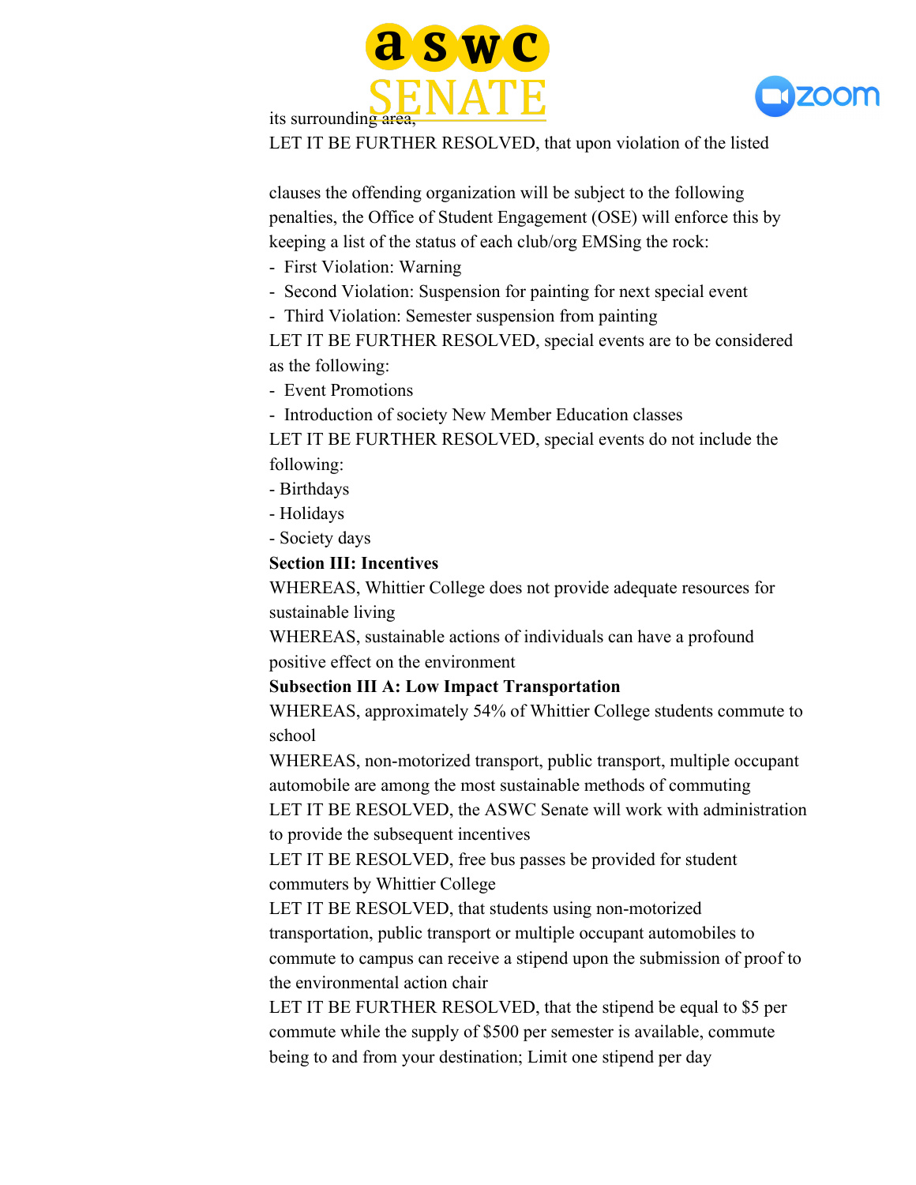its surrounding area,

LET IT BE FURTHER RESOLVED, that upon violation of the listed

clauses the offending organization will be subject to the following penalties, the Office of Student Engagement (OSE) will enforce this by keeping a list of the status of each club/org EMSing the rock:

- First Violation: Warning
- Second Violation: Suspension for painting for next special event
- Third Violation: Semester suspension from painting

LET IT BE FURTHER RESOLVED, special events are to be considered as the following:

- Event Promotions
- Introduction of society New Member Education classes

LET IT BE FURTHER RESOLVED, special events do not include the following:

- Birthdays
- Holidays
- Society days

**Section III: Incentives**

WHEREAS, Whittier College does not provide adequate resources for sustainable living

WHEREAS, sustainable actions of individuals can have a profound positive effect on the environment

**Subsection III A: Low Impact Transportation**

WHEREAS, approximately 54% of Whittier College students commute to school

WHEREAS, non-motorized transport, public transport, multiple occupant automobile are among the most sustainable methods of commuting

LET IT BE RESOLVED, the ASWC Senate will work with administration to provide the subsequent incentives

LET IT BE RESOLVED, free bus passes be provided for student commuters by Whittier College

LET IT BE RESOLVED, that students using non-motorized transportation, public transport or multiple occupant automobiles to commute to campus can receive a stipend upon the submission of proof to the environmental action chair

LET IT BE FURTHER RESOLVED, that the stipend be equal to $5 per commute while the supply of $500 per semester is available, commute being to and from your destination; Limit one stipend per day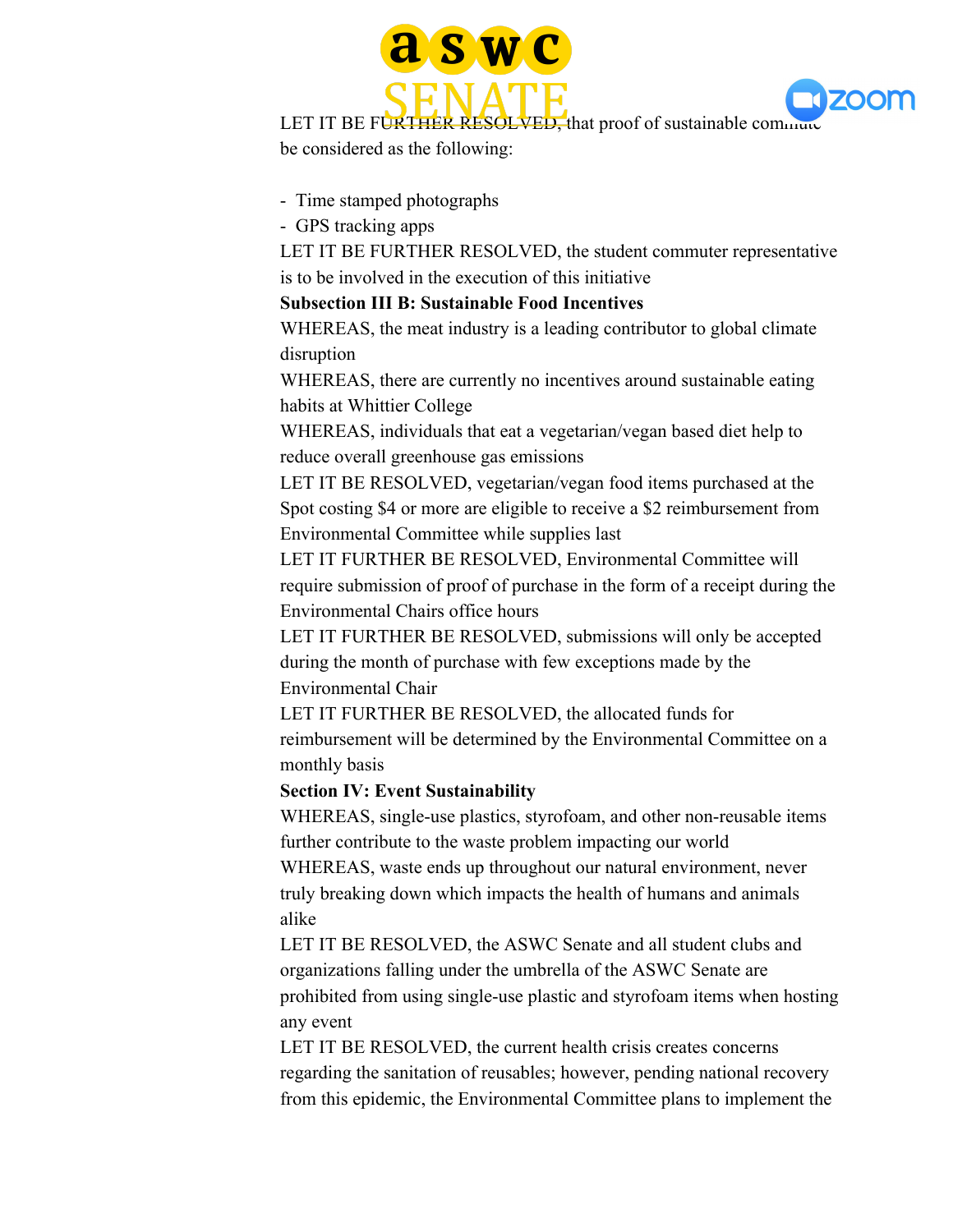LET IT BE FURTHER RESOLVED, that proof of sustainable commute be considered as the following:

- Time stamped photographs
- GPS tracking apps

LET IT BE FURTHER RESOLVED, the student commuter representative is to be involved in the execution of this initiative

**Subsection III B: Sustainable Food Incentives**

WHEREAS, the meat industry is a leading contributor to global climate disruption

WHEREAS, there are currently no incentives around sustainable eating habits at Whittier College

WHEREAS, individuals that eat a vegetarian/vegan based diet help to reduce overall greenhouse gas emissions

LET IT BE RESOLVED, vegetarian/vegan food items purchased at the Spot costing $4 or more are eligible to receive a $2 reimbursement from Environmental Committee while supplies last

LET IT FURTHER BE RESOLVED, Environmental Committee will require submission of proof of purchase in the form of a receipt during the Environmental Chairs office hours

LET IT FURTHER BE RESOLVED, submissions will only be accepted during the month of purchase with few exceptions made by the Environmental Chair

LET IT FURTHER BE RESOLVED, the allocated funds for reimbursement will be determined by the Environmental Committee on a monthly basis

**Section IV: Event Sustainability**

WHEREAS, single-use plastics, styrofoam, and other non-reusable items further contribute to the waste problem impacting our world

WHEREAS, waste ends up throughout our natural environment, never truly breaking down which impacts the health of humans and animals alike

LET IT BE RESOLVED, the ASWC Senate and all student clubs and organizations falling under the umbrella of the ASWC Senate are prohibited from using single-use plastic and styrofoam items when hosting any event

LET IT BE RESOLVED, the current health crisis creates concerns regarding the sanitation of reusables; however, pending national recovery from this epidemic, the Environmental Committee plans to implement the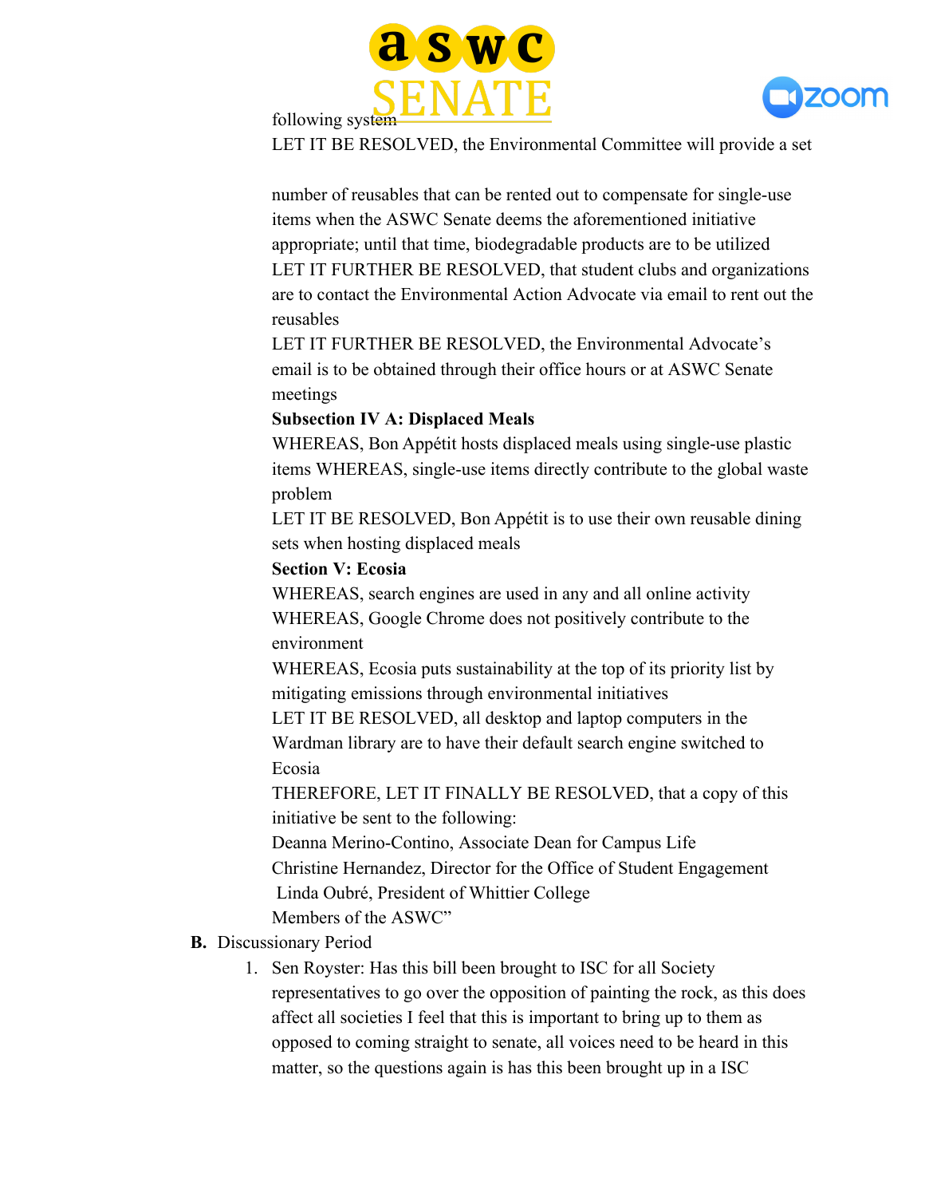following system

LET IT BE RESOLVED, the Environmental Committee will provide a set

number of reusables that can be rented out to compensate for single-use items when the ASWC Senate deems the aforementioned initiative appropriate; until that time, biodegradable products are to be utilized

LET IT FURTHER BE RESOLVED, that student clubs and organizations are to contact the Environmental Action Advocate via email to rent out the reusables

LET IT FURTHER BE RESOLVED, the Environmental Advocate's email is to be obtained through their office hours or at ASWC Senate meetings

**Subsection IV A: Displaced Meals**

WHEREAS, Bon Appétit hosts displaced meals using single-use plastic items WHEREAS, single-use items directly contribute to the global waste problem

LET IT BE RESOLVED, Bon Appétit is to use their own reusable dining sets when hosting displaced meals

**Section V: Ecosia**

WHEREAS, search engines are used in any and all online activity

WHEREAS, Google Chrome does not positively contribute to the environment

WHEREAS, Ecosia puts sustainability at the top of its priority list by mitigating emissions through environmental initiatives

LET IT BE RESOLVED, all desktop and laptop computers in the Wardman library are to have their default search engine switched to Ecosia

THEREFORE, LET IT FINALLY BE RESOLVED, that a copy of this initiative be sent to the following:

Deanna Merino-Contino, Associate Dean for Campus Life

Christine Hernandez, Director for the Office of Student Engagement

Linda Oubré, President of Whittier College

Members of the ASWC"

**B.** Discussionary Period

1. Sen Royster: Has this bill been brought to ISC for all Society representatives to go over the opposition of painting the rock, as this does affect all societies I feel that this is important to bring up to them as opposed to coming straight to senate, all voices need to be heard in this matter, so the questions again is has this been brought up in a ISC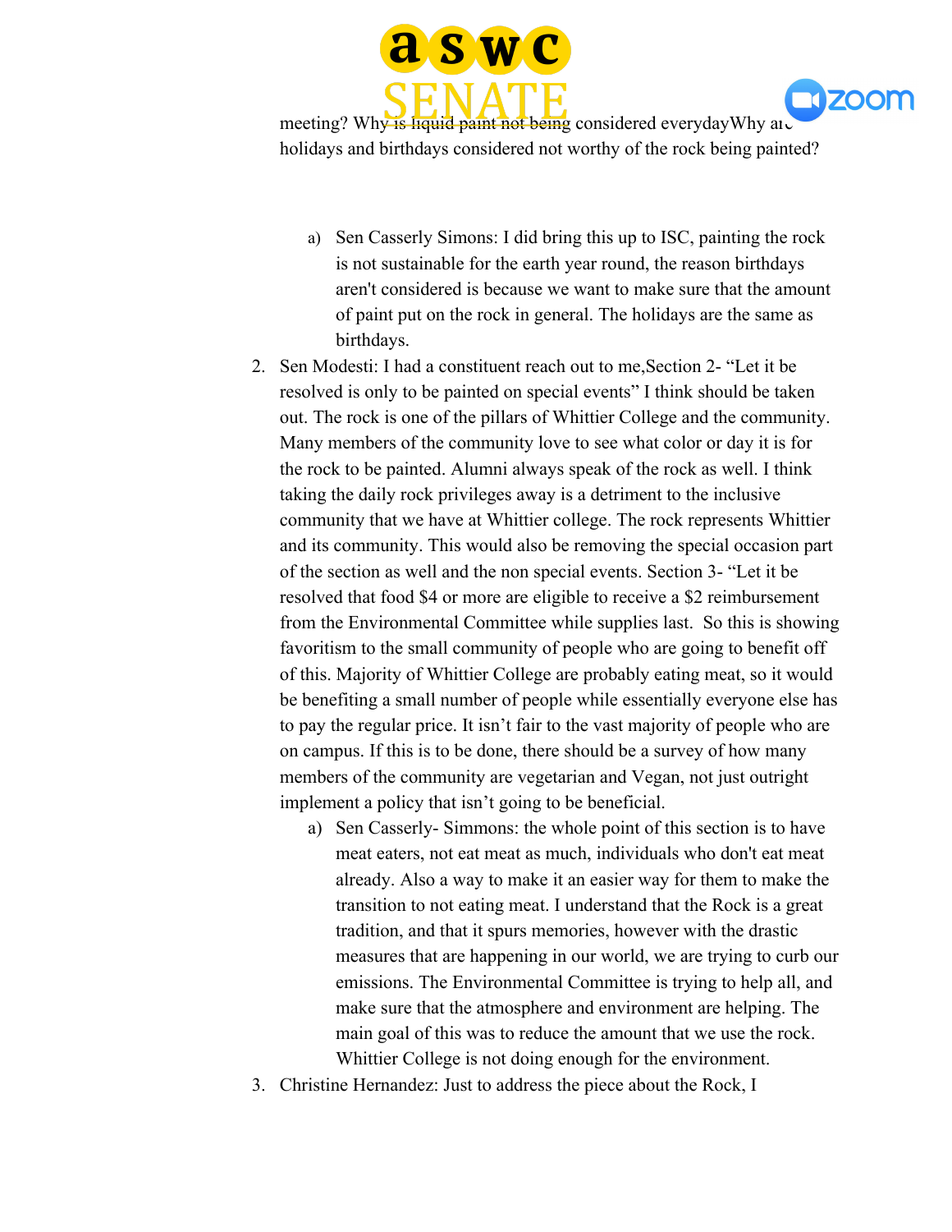meeting? Why is liquid paint not being considered everydayWhy are holidays and birthdays considered not worthy of the rock being painted?

   a) Sen Casserly Simons: I did bring this up to ISC, painting the rock is not sustainable for the earth year round, the reason birthdays aren't considered is because we want to make sure that the amount of paint put on the rock in general. The holidays are the same as birthdays.

2. Sen Modesti: I had a constituent reach out to me,Section 2- "Let it be resolved is only to be painted on special events" I think should be taken out. The rock is one of the pillars of Whittier College and the community. Many members of the community love to see what color or day it is for the rock to be painted. Alumni always speak of the rock as well. I think taking the daily rock privileges away is a detriment to the inclusive community that we have at Whittier college. The rock represents Whittier and its community. This would also be removing the special occasion part of the section as well and the non special events. Section 3- "Let it be resolved that food $4 or more are eligible to receive a $2 reimbursement from the Environmental Committee while supplies last. So this is showing favoritism to the small community of people who are going to benefit off of this. Majority of Whittier College are probably eating meat, so it would be benefiting a small number of people while essentially everyone else has to pay the regular price. It isn't fair to the vast majority of people who are on campus. If this is to be done, there should be a survey of how many members of the community are vegetarian and Vegan, not just outright implement a policy that isn't going to be beneficial.

   a) Sen Casserly- Simmons: the whole point of this section is to have meat eaters, not eat meat as much, individuals who don't eat meat already. Also a way to make it an easier way for them to make the transition to not eating meat. I understand that the Rock is a great tradition, and that it spurs memories, however with the drastic measures that are happening in our world, we are trying to curb our emissions. The Environmental Committee is trying to help all, and make sure that the atmosphere and environment are helping. The main goal of this was to reduce the amount that we use the rock. Whittier College is not doing enough for the environment.

3. Christine Hernandez: Just to address the piece about the Rock, I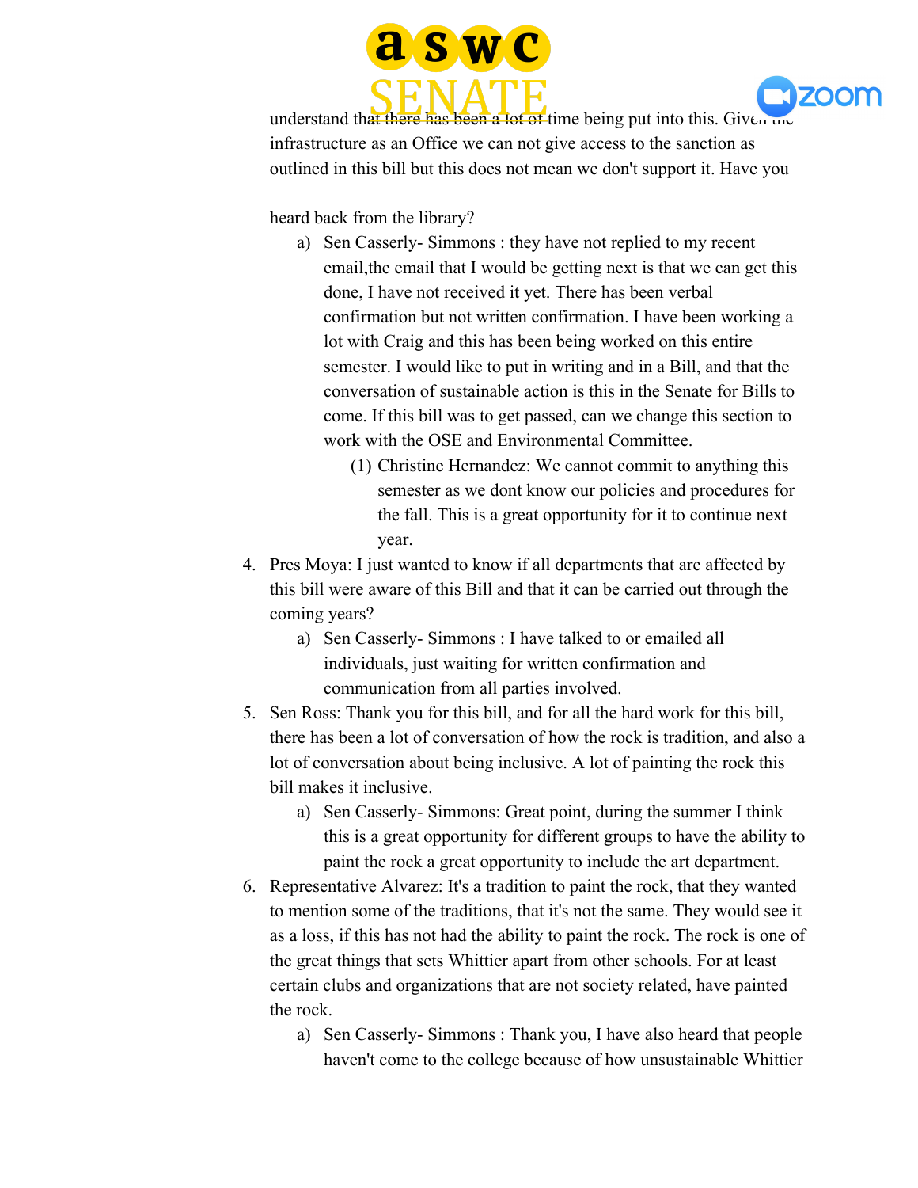understand that there has been a lot of time being put into this. Given the infrastructure as an Office we can not give access to the sanction as outlined in this bill but this does not mean we don't support it. Have you

heard back from the library?

a) Sen Casserly- Simmons : they have not replied to my recent email,the email that I would be getting next is that we can get this done, I have not received it yet. There has been verbal confirmation but not written confirmation. I have been working a lot with Craig and this has been being worked on this entire semester. I would like to put in writing and in a Bill, and that the conversation of sustainable action is this in the Senate for Bills to come. If this bill was to get passed, can we change this section to work with the OSE and Environmental Committee.

   (1) Christine Hernandez: We cannot commit to anything this semester as we dont know our policies and procedures for the fall. This is a great opportunity for it to continue next year.

4. Pres Moya: I just wanted to know if all departments that are affected by this bill were aware of this Bill and that it can be carried out through the coming years?

   a) Sen Casserly- Simmons : I have talked to or emailed all individuals, just waiting for written confirmation and communication from all parties involved.

5. Sen Ross: Thank you for this bill, and for all the hard work for this bill, there has been a lot of conversation of how the rock is tradition, and also a lot of conversation about being inclusive. A lot of painting the rock this bill makes it inclusive.

   a) Sen Casserly- Simmons: Great point, during the summer I think this is a great opportunity for different groups to have the ability to paint the rock a great opportunity to include the art department.

6. Representative Alvarez: It's a tradition to paint the rock, that they wanted to mention some of the traditions, that it's not the same. They would see it as a loss, if this has not had the ability to paint the rock. The rock is one of the great things that sets Whittier apart from other schools. For at least certain clubs and organizations that are not society related, have painted the rock.

   a) Sen Casserly- Simmons : Thank you, I have also heard that people haven't come to the college because of how unsustainable Whittier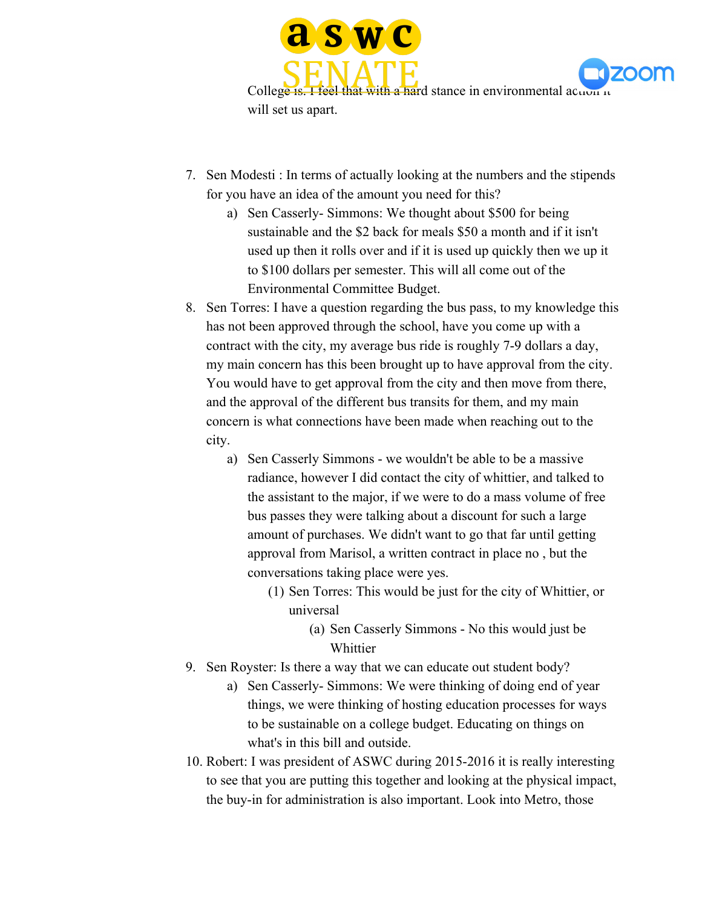College is. I feel that with a hard stance in environmental action it will set us apart.

7. Sen Modesti : In terms of actually looking at the numbers and the stipends for you have an idea of the amount you need for this?
   a) Sen Casserly- Simmons: We thought about $500 for being sustainable and the $2 back for meals $50 a month and if it isn't used up then it rolls over and if it is used up quickly then we up it to $100 dollars per semester. This will all come out of the Environmental Committee Budget.
8. Sen Torres: I have a question regarding the bus pass, to my knowledge this has not been approved through the school, have you come up with a contract with the city, my average bus ride is roughly 7-9 dollars a day, my main concern has this been brought up to have approval from the city. You would have to get approval from the city and then move from there, and the approval of the different bus transits for them, and my main concern is what connections have been made when reaching out to the city.
   a) Sen Casserly Simmons - we wouldn't be able to be a massive radiance, however I did contact the city of whittier, and talked to the assistant to the major, if we were to do a mass volume of free bus passes they were talking about a discount for such a large amount of purchases. We didn't want to go that far until getting approval from Marisol, a written contract in place no , but the conversations taking place were yes.
      (1) Sen Torres: This would be just for the city of Whittier, or universal
         (a) Sen Casserly Simmons - No this would just be Whittier
9. Sen Royster: Is there a way that we can educate out student body?
   a) Sen Casserly- Simmons: We were thinking of doing end of year things, we were thinking of hosting education processes for ways to be sustainable on a college budget. Educating on things on what's in this bill and outside.
10. Robert: I was president of ASWC during 2015-2016 it is really interesting to see that you are putting this together and looking at the physical impact, the buy-in for administration is also important. Look into Metro, those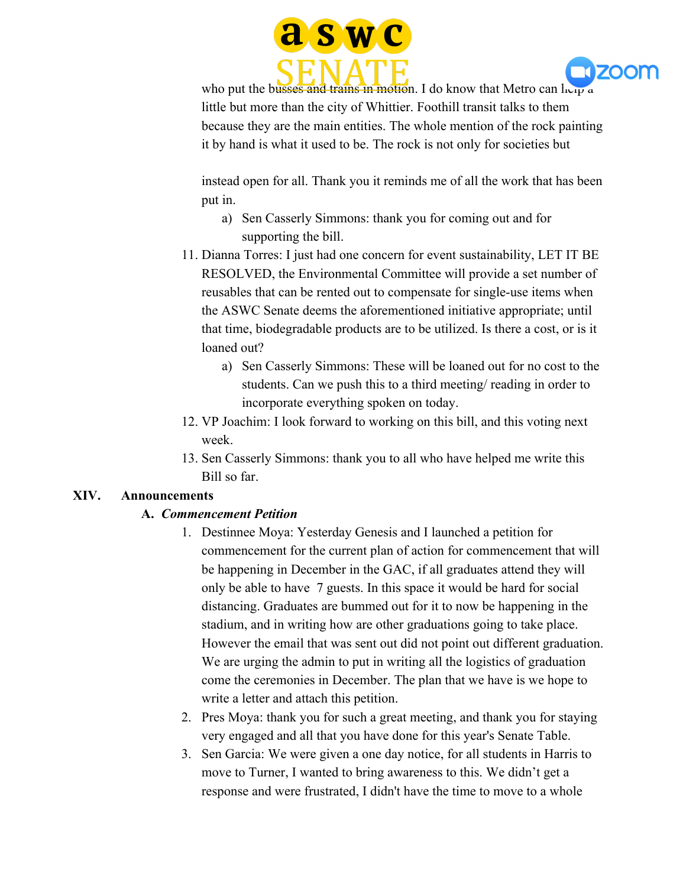who put the busses and trains in motion. I do know that Metro can help a little but more than the city of Whittier. Foothill transit talks to them because they are the main entities. The whole mention of the rock painting it by hand is what it used to be. The rock is not only for societies but

instead open for all. Thank you it reminds me of all the work that has been put in.

a) Sen Casserly Simmons: thank you for coming out and for supporting the bill.

11. Dianna Torres: I just had one concern for event sustainability, LET IT BE RESOLVED, the Environmental Committee will provide a set number of reusables that can be rented out to compensate for single-use items when the ASWC Senate deems the aforementioned initiative appropriate; until that time, biodegradable products are to be utilized. Is there a cost, or is it loaned out?
    a) Sen Casserly Simmons: These will be loaned out for no cost to the students. Can we push this to a third meeting/ reading in order to incorporate everything spoken on today.
12. VP Joachim: I look forward to working on this bill, and this voting next week.
13. Sen Casserly Simmons: thank you to all who have helped me write this Bill so far.

## XIV. Announcements

### A. *Commencement Petition*

1. Destinnee Moya: Yesterday Genesis and I launched a petition for commencement for the current plan of action for commencement that will be happening in December in the GAC, if all graduates attend they will only be able to have 7 guests. In this space it would be hard for social distancing. Graduates are bummed out for it to now be happening in the stadium, and in writing how are other graduations going to take place. However the email that was sent out did not point out different graduation. We are urging the admin to put in writing all the logistics of graduation come the ceremonies in December. The plan that we have is we hope to write a letter and attach this petition.
2. Pres Moya: thank you for such a great meeting, and thank you for staying very engaged and all that you have done for this year's Senate Table.
3. Sen Garcia: We were given a one day notice, for all students in Harris to move to Turner, I wanted to bring awareness to this. We didn't get a response and were frustrated, I didn't have the time to move to a whole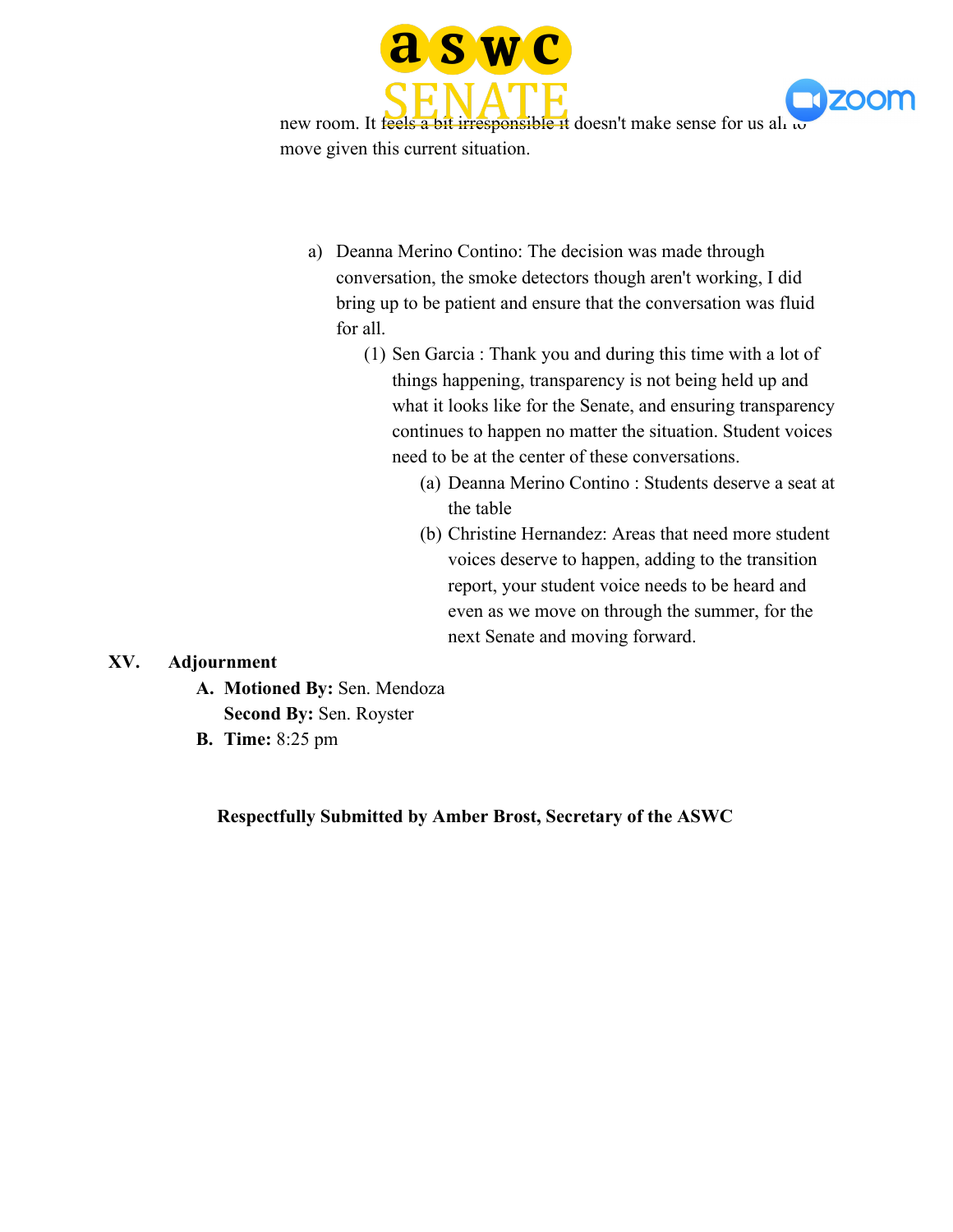new room. It ~~feels a bit irresponsible it~~ doesn't make sense for us all to move given this current situation.

a) Deanna Merino Contino: The decision was made through conversation, the smoke detectors though aren't working, I did bring up to be patient and ensure that the conversation was fluid for all.

   (1) Sen Garcia : Thank you and during this time with a lot of things happening, transparency is not being held up and what it looks like for the Senate, and ensuring transparency continues to happen no matter the situation. Student voices need to be at the center of these conversations.

      (a) Deanna Merino Contino : Students deserve a seat at the table

      (b) Christine Hernandez: Areas that need more student voices deserve to happen, adding to the transition report, your student voice needs to be heard and even as we move on through the summer, for the next Senate and moving forward.

## XV. Adjournment

A. **Motioned By:** Sen. Mendoza
   **Second By:** Sen. Royster

B. **Time:** 8:25 pm

**Respectfully Submitted by Amber Brost, Secretary of the ASWC**